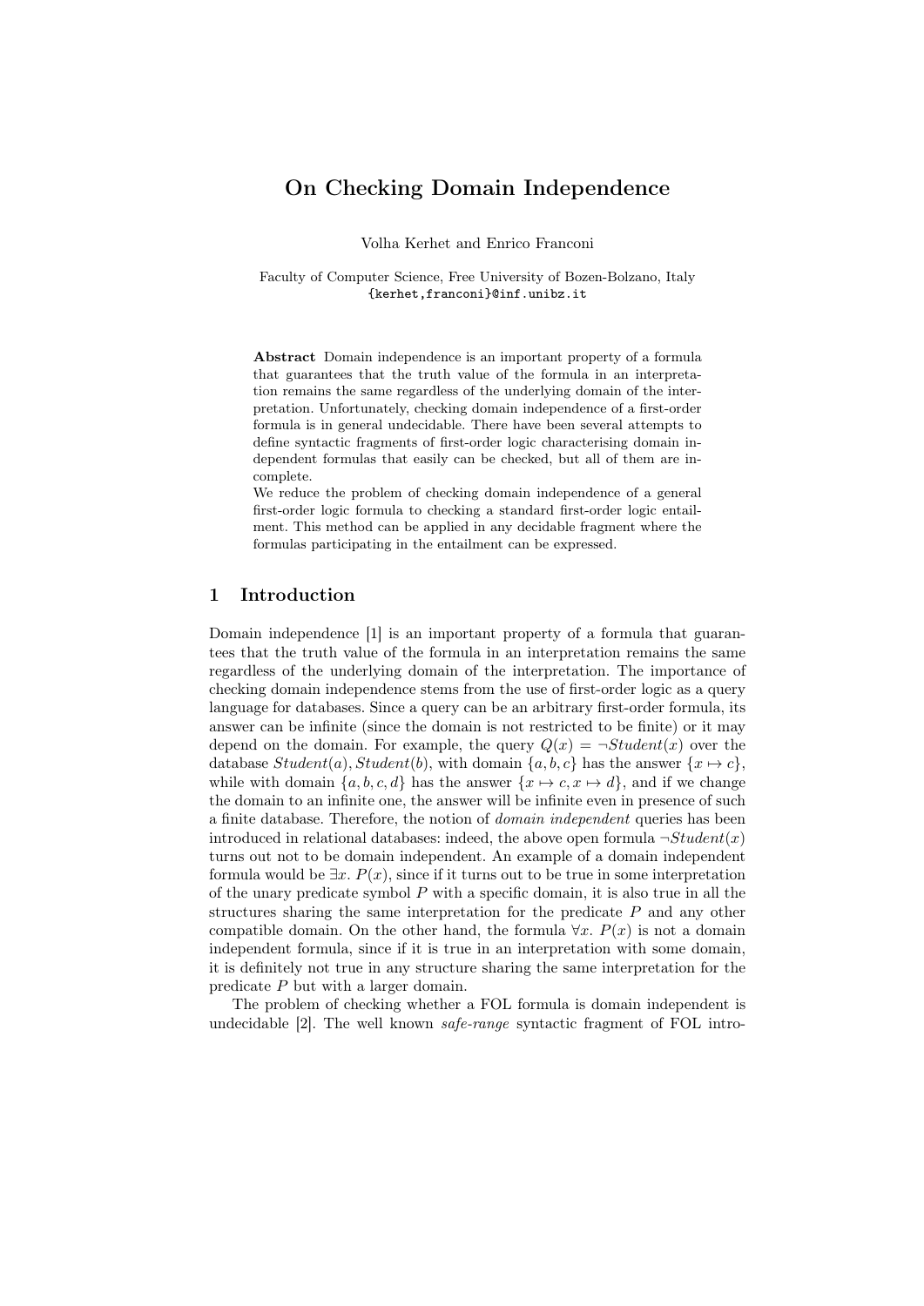# On Checking Domain Independence

Volha Kerhet and Enrico Franconi

Faculty of Computer Science, Free University of Bozen-Bolzano, Italy
{kerhet,franconi}@inf.unibz.it

**Abstract** Domain independence is an important property of a formula that guarantees that the truth value of the formula in an interpretation remains the same regardless of the underlying domain of the interpretation. Unfortunately, checking domain independence of a first-order formula is in general undecidable. There have been several attempts to define syntactic fragments of first-order logic characterising domain independent formulas that easily can be checked, but all of them are incomplete.
We reduce the problem of checking domain independence of a general first-order logic formula to checking a standard first-order logic entailment. This method can be applied in any decidable fragment where the formulas participating in the entailment can be expressed.

## 1 Introduction

Domain independence [1] is an important property of a formula that guarantees that the truth value of the formula in an interpretation remains the same regardless of the underlying domain of the interpretation. The importance of checking domain independence stems from the use of first-order logic as a query language for databases. Since a query can be an arbitrary first-order formula, its answer can be infinite (since the domain is not restricted to be finite) or it may depend on the domain. For example, the query $Q(x) = \neg Student(x)$ over the database $Student(a), Student(b)$, with domain $\{a, b, c\}$ has the answer $\{x \mapsto c\}$, while with domain $\{a, b, c, d\}$ has the answer $\{x \mapsto c, x \mapsto d\}$, and if we change the domain to an infinite one, the answer will be infinite even in presence of such a finite database. Therefore, the notion of *domain independent* queries has been introduced in relational databases: indeed, the above open formula $\neg Student(x)$ turns out not to be domain independent. An example of a domain independent formula would be $\exists x.\ P(x)$, since if it turns out to be true in some interpretation of the unary predicate symbol $P$ with a specific domain, it is also true in all the structures sharing the same interpretation for the predicate $P$ and any other compatible domain. On the other hand, the formula $\forall x.\ P(x)$ is not a domain independent formula, since if it is true in an interpretation with some domain, it is definitely not true in any structure sharing the same interpretation for the predicate $P$ but with a larger domain.

The problem of checking whether a FOL formula is domain independent is undecidable [2]. The well known *safe-range* syntactic fragment of FOL intro-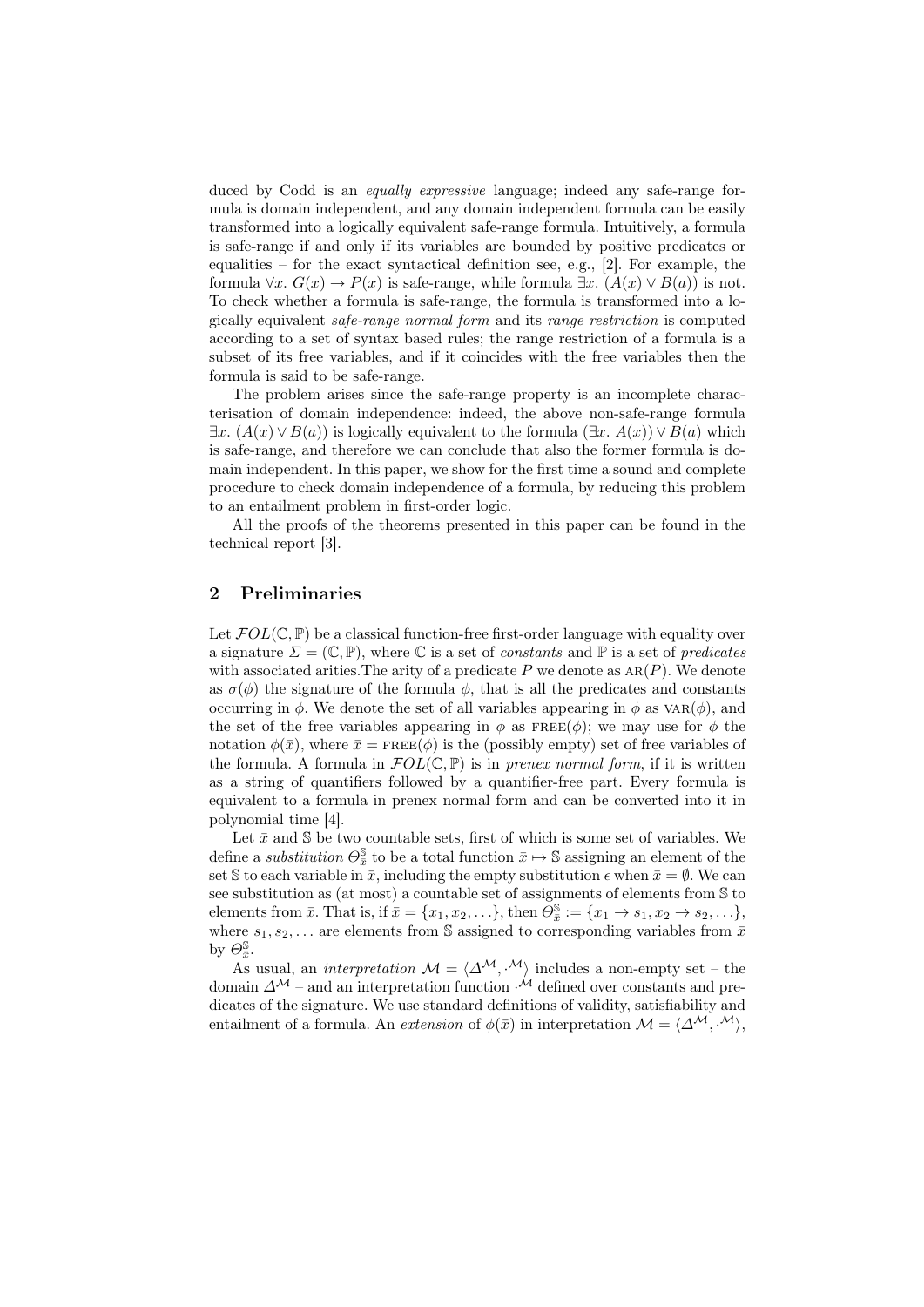duced by Codd is an *equally expressive* language; indeed any safe-range formula is domain independent, and any domain independent formula can be easily transformed into a logically equivalent safe-range formula. Intuitively, a formula is safe-range if and only if its variables are bounded by positive predicates or equalities – for the exact syntactical definition see, e.g., [2]. For example, the formula $\forall x.\ G(x) \rightarrow P(x)$ is safe-range, while formula $\exists x.\ (A(x) \vee B(a))$ is not. To check whether a formula is safe-range, the formula is transformed into a logically equivalent *safe-range normal form* and its *range restriction* is computed according to a set of syntax based rules; the range restriction of a formula is a subset of its free variables, and if it coincides with the free variables then the formula is said to be safe-range.

The problem arises since the safe-range property is an incomplete characterisation of domain independence: indeed, the above non-safe-range formula $\exists x.\ (A(x) \vee B(a))$ is logically equivalent to the formula $(\exists x.\ A(x)) \vee B(a)$ which is safe-range, and therefore we can conclude that also the former formula is domain independent. In this paper, we show for the first time a sound and complete procedure to check domain independence of a formula, by reducing this problem to an entailment problem in first-order logic.

All the proofs of the theorems presented in this paper can be found in the technical report [3].

## 2 Preliminaries

Let $\mathcal{FOL}(\mathbb{C}, \mathbb{P})$ be a classical function-free first-order language with equality over a signature $\Sigma = (\mathbb{C}, \mathbb{P})$, where $\mathbb{C}$ is a set of *constants* and $\mathbb{P}$ is a set of *predicates* with associated arities.The arity of a predicate $P$ we denote as $\text{AR}(P)$. We denote as $\sigma(\phi)$ the signature of the formula $\phi$, that is all the predicates and constants occurring in $\phi$. We denote the set of all variables appearing in $\phi$ as $\text{VAR}(\phi)$, and the set of the free variables appearing in $\phi$ as $\text{FREE}(\phi)$; we may use for $\phi$ the notation $\phi(\bar{x})$, where $\bar{x} = \text{FREE}(\phi)$ is the (possibly empty) set of free variables of the formula. A formula in $\mathcal{FOL}(\mathbb{C}, \mathbb{P})$ is in *prenex normal form*, if it is written as a string of quantifiers followed by a quantifier-free part. Every formula is equivalent to a formula in prenex normal form and can be converted into it in polynomial time [4].

Let $\bar{x}$ and $\mathbb{S}$ be two countable sets, first of which is some set of variables. We define a *substitution* $\Theta_{\bar{x}}^{\mathbb{S}}$ to be a total function $\bar{x} \mapsto \mathbb{S}$ assigning an element of the set $\mathbb{S}$ to each variable in $\bar{x}$, including the empty substitution $\epsilon$ when $\bar{x} = \emptyset$. We can see substitution as (at most) a countable set of assignments of elements from $\mathbb{S}$ to elements from $\bar{x}$. That is, if $\bar{x} = \{x_1, x_2, \ldots\}$, then $\Theta_{\bar{x}}^{\mathbb{S}} := \{x_1 \rightarrow s_1, x_2 \rightarrow s_2, \ldots\}$, where $s_1, s_2, \ldots$ are elements from $\mathbb{S}$ assigned to corresponding variables from $\bar{x}$ by $\Theta_{\bar{x}}^{\mathbb{S}}$.

As usual, an *interpretation* $\mathcal{M} = \langle \Delta^{\mathcal{M}}, \cdot^{\mathcal{M}} \rangle$ includes a non-empty set – the domain $\Delta^{\mathcal{M}}$ – and an interpretation function $\cdot^{\mathcal{M}}$ defined over constants and predicates of the signature. We use standard definitions of validity, satisfiability and entailment of a formula. An *extension* of $\phi(\bar{x})$ in interpretation $\mathcal{M} = \langle \Delta^{\mathcal{M}}, \cdot^{\mathcal{M}} \rangle$,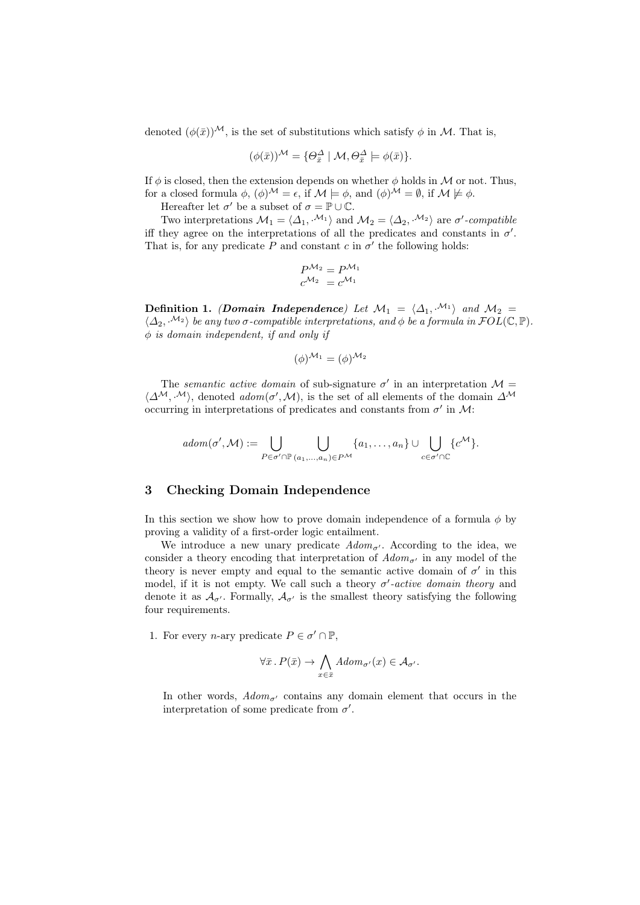denoted $(\phi(\bar{x}))^{\mathcal{M}}$, is the set of substitutions which satisfy $\phi$ in $\mathcal{M}$. That is,

$$(\phi(\bar{x}))^{\mathcal{M}} = \{\Theta_{\bar{x}}^{\Delta} \mid \mathcal{M}, \Theta_{\bar{x}}^{\Delta} \models \phi(\bar{x})\}.$$

If $\phi$ is closed, then the extension depends on whether $\phi$ holds in $\mathcal{M}$ or not. Thus, for a closed formula $\phi$, $(\phi)^{\mathcal{M}} = \epsilon$, if $\mathcal{M} \models \phi$, and $(\phi)^{\mathcal{M}} = \emptyset$, if $\mathcal{M} \not\models \phi$.

Hereafter let $\sigma'$ be a subset of $\sigma = \mathbb{P} \cup \mathbb{C}$.

Two interpretations $\mathcal{M}_1 = \langle \Delta_1, \cdot^{\mathcal{M}_1} \rangle$ and $\mathcal{M}_2 = \langle \Delta_2, \cdot^{\mathcal{M}_2} \rangle$ are *$\sigma'$-compatible* iff they agree on the interpretations of all the predicates and constants in $\sigma'$. That is, for any predicate $P$ and constant $c$ in $\sigma'$ the following holds:

$$P^{\mathcal{M}_2} = P^{\mathcal{M}_1}$$
$$c^{\mathcal{M}_2} = c^{\mathcal{M}_1}$$

**Definition 1.** ***(Domain Independence)*** *Let $\mathcal{M}_1 = \langle \Delta_1, \cdot^{\mathcal{M}_1} \rangle$ and $\mathcal{M}_2 = \langle \Delta_2, \cdot^{\mathcal{M}_2} \rangle$ be any two $\sigma$-compatible interpretations, and $\phi$ be a formula in $\mathcal{FOL}(\mathbb{C}, \mathbb{P})$. $\phi$ is domain independent, if and only if*

$$(\phi)^{\mathcal{M}_1} = (\phi)^{\mathcal{M}_2}$$

The *semantic active domain* of sub-signature $\sigma'$ in an interpretation $\mathcal{M} = \langle \Delta^{\mathcal{M}}, \cdot^{\mathcal{M}} \rangle$, denoted $adom(\sigma', \mathcal{M})$, is the set of all elements of the domain $\Delta^{\mathcal{M}}$ occurring in interpretations of predicates and constants from $\sigma'$ in $\mathcal{M}$:

$$adom(\sigma', \mathcal{M}) := \bigcup_{P \in \sigma' \cap \mathbb{P}} \bigcup_{(a_1, \ldots, a_n) \in P^{\mathcal{M}}} \{a_1, \ldots, a_n\} \cup \bigcup_{c \in \sigma' \cap \mathbb{C}} \{c^{\mathcal{M}}\}.$$

## 3 Checking Domain Independence

In this section we show how to prove domain independence of a formula $\phi$ by proving a validity of a first-order logic entailment.

We introduce a new unary predicate $Adom_{\sigma'}$. According to the idea, we consider a theory encoding that interpretation of $Adom_{\sigma'}$ in any model of the theory is never empty and equal to the semantic active domain of $\sigma'$ in this model, if it is not empty. We call such a theory *$\sigma'$-active domain theory* and denote it as $\mathcal{A}_{\sigma'}$. Formally, $\mathcal{A}_{\sigma'}$ is the smallest theory satisfying the following four requirements.

1. For every $n$-ary predicate $P \in \sigma' \cap \mathbb{P}$,

$$\forall \bar{x} \,.\, P(\bar{x}) \rightarrow \bigwedge_{x \in \bar{x}} Adom_{\sigma'}(x) \in \mathcal{A}_{\sigma'}.$$

   In other words, $Adom_{\sigma'}$ contains any domain element that occurs in the interpretation of some predicate from $\sigma'$.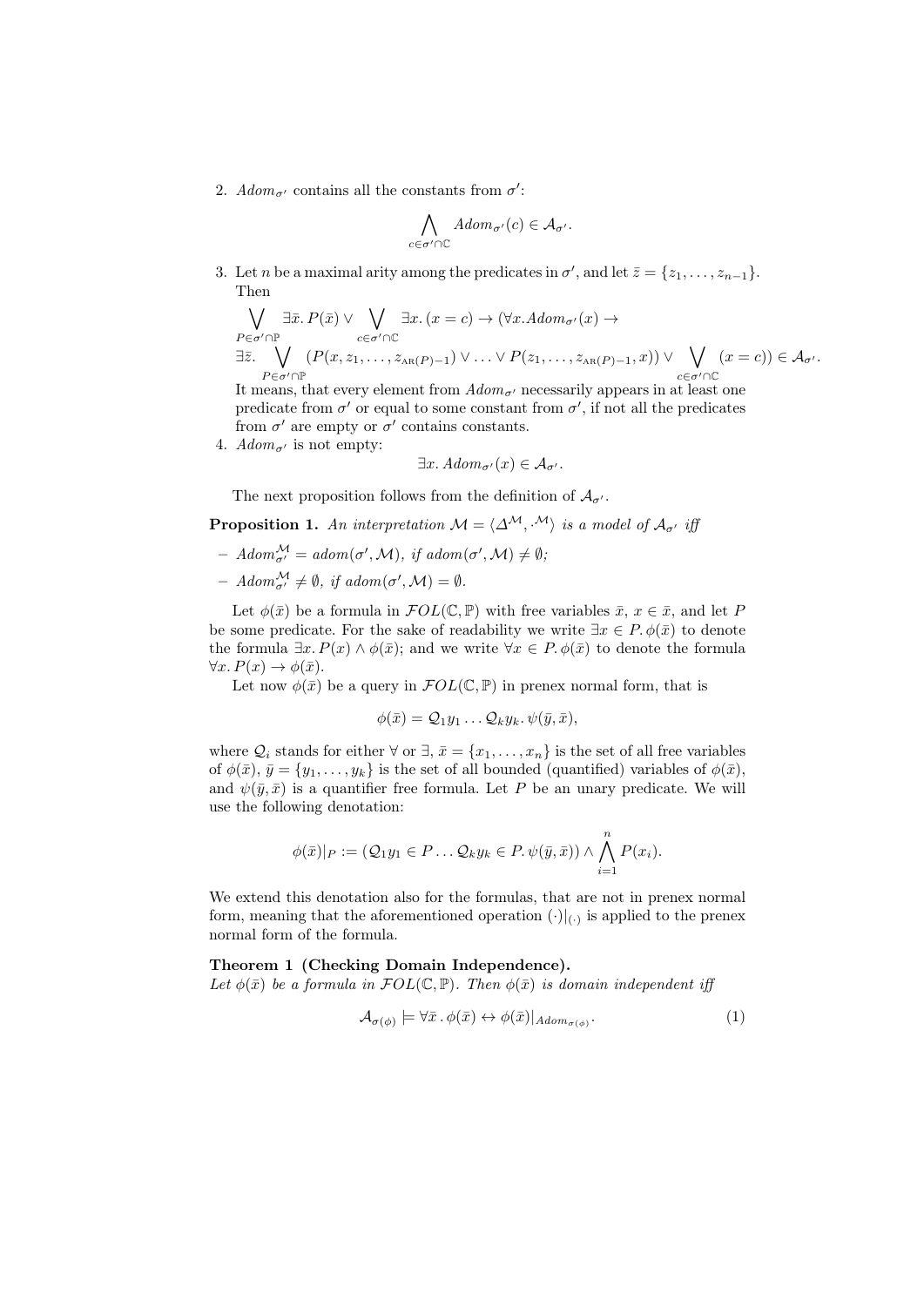2. $Adom_{\sigma'}$ contains all the constants from $\sigma'$:

$$\bigwedge_{c \in \sigma' \cap \mathbb{C}} Adom_{\sigma'}(c) \in \mathcal{A}_{\sigma'}.$$

3. Let $n$ be a maximal arity among the predicates in $\sigma'$, and let $\bar{z} = \{z_1, \ldots, z_{n-1}\}$. Then

$$\bigvee_{P \in \sigma' \cap \mathbb{P}} \exists \bar{x}.\, P(\bar{x}) \vee \bigvee_{c \in \sigma' \cap \mathbb{C}} \exists x.\, (x = c) \rightarrow (\forall x. Adom_{\sigma'}(x) \rightarrow$$
$$\exists \bar{z}. \bigvee_{P \in \sigma' \cap \mathbb{P}} (P(x, z_1, \ldots, z_{\text{AR}(P)-1}) \vee \ldots \vee P(z_1, \ldots, z_{\text{AR}(P)-1}, x)) \vee \bigvee_{c \in \sigma' \cap \mathbb{C}} (x = c)) \in \mathcal{A}_{\sigma'}.$$

It means, that every element from $Adom_{\sigma'}$ necessarily appears in at least one predicate from $\sigma'$ or equal to some constant from $\sigma'$, if not all the predicates from $\sigma'$ are empty or $\sigma'$ contains constants.

4. $Adom_{\sigma'}$ is not empty:

$$\exists x.\, Adom_{\sigma'}(x) \in \mathcal{A}_{\sigma'}.$$

The next proposition follows from the definition of $\mathcal{A}_{\sigma'}$.

**Proposition 1.** *An interpretation $\mathcal{M} = \langle \Delta^{\mathcal{M}}, \cdot^{\mathcal{M}} \rangle$ is a model of $\mathcal{A}_{\sigma'}$ iff*

- $Adom_{\sigma'}^{\mathcal{M}} = adom(\sigma', \mathcal{M})$, *if* $adom(\sigma', \mathcal{M}) \neq \emptyset$;
- $Adom_{\sigma'}^{\mathcal{M}} \neq \emptyset$, *if* $adom(\sigma', \mathcal{M}) = \emptyset$.

Let $\phi(\bar{x})$ be a formula in $\mathcal{FOL}(\mathbb{C}, \mathbb{P})$ with free variables $\bar{x}$, $x \in \bar{x}$, and let $P$ be some predicate. For the sake of readability we write $\exists x \in P.\, \phi(\bar{x})$ to denote the formula $\exists x.\, P(x) \wedge \phi(\bar{x})$; and we write $\forall x \in P.\, \phi(\bar{x})$ to denote the formula $\forall x.\, P(x) \rightarrow \phi(\bar{x})$.

Let now $\phi(\bar{x})$ be a query in $\mathcal{FOL}(\mathbb{C}, \mathbb{P})$ in prenex normal form, that is

$$\phi(\bar{x}) = \mathcal{Q}_1 y_1 \ldots \mathcal{Q}_k y_k.\, \psi(\bar{y}, \bar{x}),$$

where $\mathcal{Q}_i$ stands for either $\forall$ or $\exists$, $\bar{x} = \{x_1, \ldots, x_n\}$ is the set of all free variables of $\phi(\bar{x})$, $\bar{y} = \{y_1, \ldots, y_k\}$ is the set of all bounded (quantified) variables of $\phi(\bar{x})$, and $\psi(\bar{y}, \bar{x})$ is a quantifier free formula. Let $P$ be an unary predicate. We will use the following denotation:

$$\phi(\bar{x})|_P := (\mathcal{Q}_1 y_1 \in P \ldots \mathcal{Q}_k y_k \in P.\, \psi(\bar{y}, \bar{x})) \wedge \bigwedge_{i=1}^{n} P(x_i).$$

We extend this denotation also for the formulas, that are not in prenex normal form, meaning that the aforementioned operation $(\cdot)|_{(\cdot)}$ is applied to the prenex normal form of the formula.

**Theorem 1 (Checking Domain Independence).**
*Let $\phi(\bar{x})$ be a formula in $\mathcal{FOL}(\mathbb{C}, \mathbb{P})$. Then $\phi(\bar{x})$ is domain independent iff*

$$\mathcal{A}_{\sigma(\phi)} \models \forall \bar{x}\, .\, \phi(\bar{x}) \leftrightarrow \phi(\bar{x})|_{Adom_{\sigma(\phi)}}. \qquad (1)$$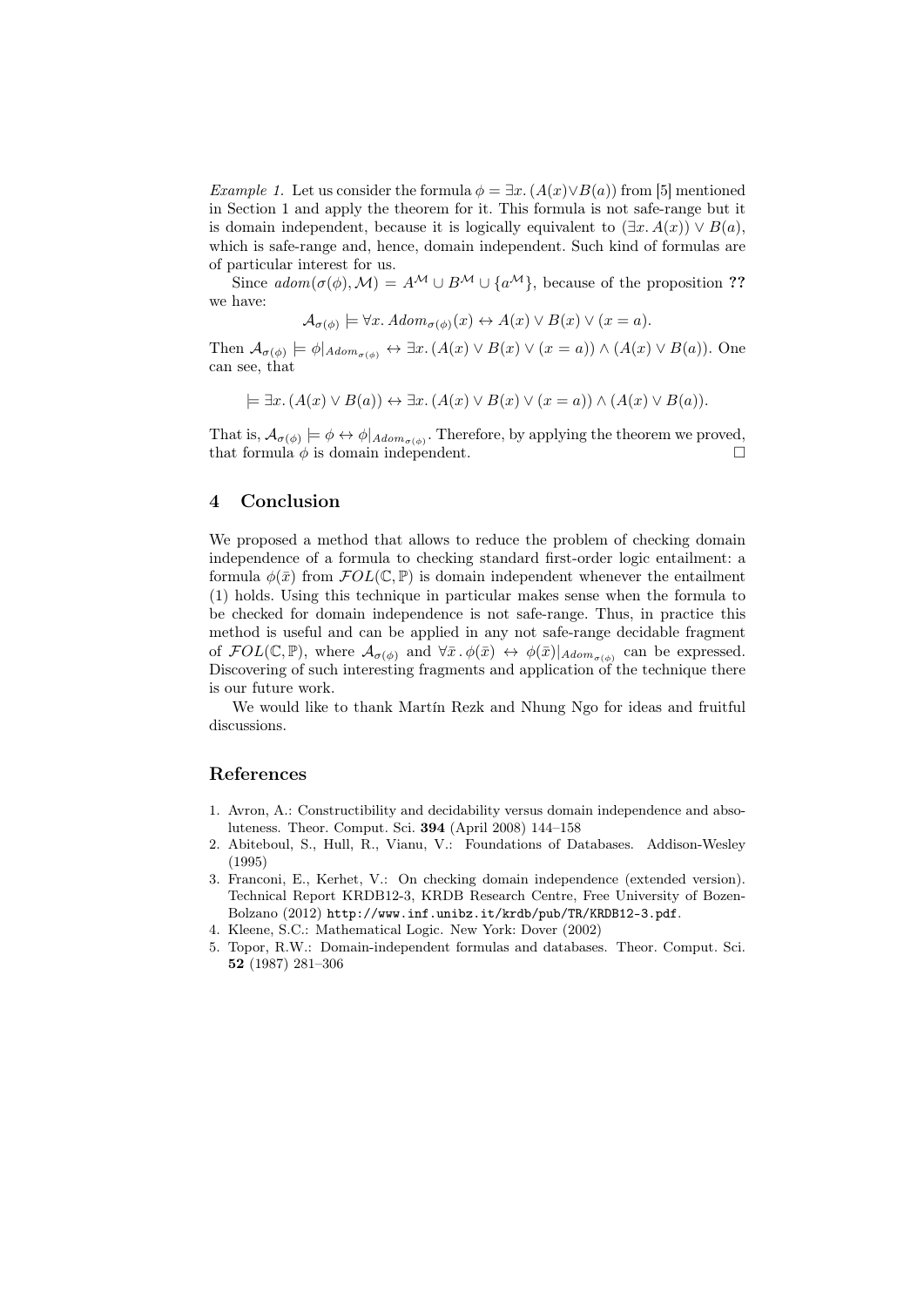*Example 1.* Let us consider the formula $\phi = \exists x. (A(x) \vee B(a))$ from [5] mentioned in Section 1 and apply the theorem for it. This formula is not safe-range but it is domain independent, because it is logically equivalent to $(\exists x. A(x)) \vee B(a)$, which is safe-range and, hence, domain independent. Such kind of formulas are of particular interest for us.

Since $adom(\sigma(\phi), \mathcal{M}) = A^{\mathcal{M}} \cup B^{\mathcal{M}} \cup \{a^{\mathcal{M}}\}$, because of the proposition **??** we have:

$$\mathcal{A}_{\sigma(\phi)} \models \forall x. Adom_{\sigma(\phi)}(x) \leftrightarrow A(x) \vee B(x) \vee (x = a).$$

Then $\mathcal{A}_{\sigma(\phi)} \models \phi|_{Adom_{\sigma(\phi)}} \leftrightarrow \exists x. (A(x) \vee B(x) \vee (x = a)) \wedge (A(x) \vee B(a))$. One can see, that

$$\models \exists x. (A(x) \vee B(a)) \leftrightarrow \exists x. (A(x) \vee B(x) \vee (x = a)) \wedge (A(x) \vee B(a)).$$

That is, $\mathcal{A}_{\sigma(\phi)} \models \phi \leftrightarrow \phi|_{Adom_{\sigma(\phi)}}$. Therefore, by applying the theorem we proved, that formula $\phi$ is domain independent. $\square$

## 4 Conclusion

We proposed a method that allows to reduce the problem of checking domain independence of a formula to checking standard first-order logic entailment: a formula $\phi(\bar{x})$ from $\mathcal{FOL}(\mathbb{C}, \mathbb{P})$ is domain independent whenever the entailment (1) holds. Using this technique in particular makes sense when the formula to be checked for domain independence is not safe-range. Thus, in practice this method is useful and can be applied in any not safe-range decidable fragment of $\mathcal{FOL}(\mathbb{C}, \mathbb{P})$, where $\mathcal{A}_{\sigma(\phi)}$ and $\forall \bar{x}. \phi(\bar{x}) \leftrightarrow \phi(\bar{x})|_{Adom_{\sigma(\phi)}}$ can be expressed. Discovering of such interesting fragments and application of the technique there is our future work.

We would like to thank Martín Rezk and Nhung Ngo for ideas and fruitful discussions.

## References

1. Avron, A.: Constructibility and decidability versus domain independence and absoluteness. Theor. Comput. Sci. **394** (April 2008) 144–158
2. Abiteboul, S., Hull, R., Vianu, V.: Foundations of Databases. Addison-Wesley (1995)
3. Franconi, E., Kerhet, V.: On checking domain independence (extended version). Technical Report KRDB12-3, KRDB Research Centre, Free University of Bozen-Bolzano (2012) `http://www.inf.unibz.it/krdb/pub/TR/KRDB12-3.pdf`.
4. Kleene, S.C.: Mathematical Logic. New York: Dover (2002)
5. Topor, R.W.: Domain-independent formulas and databases. Theor. Comput. Sci. **52** (1987) 281–306